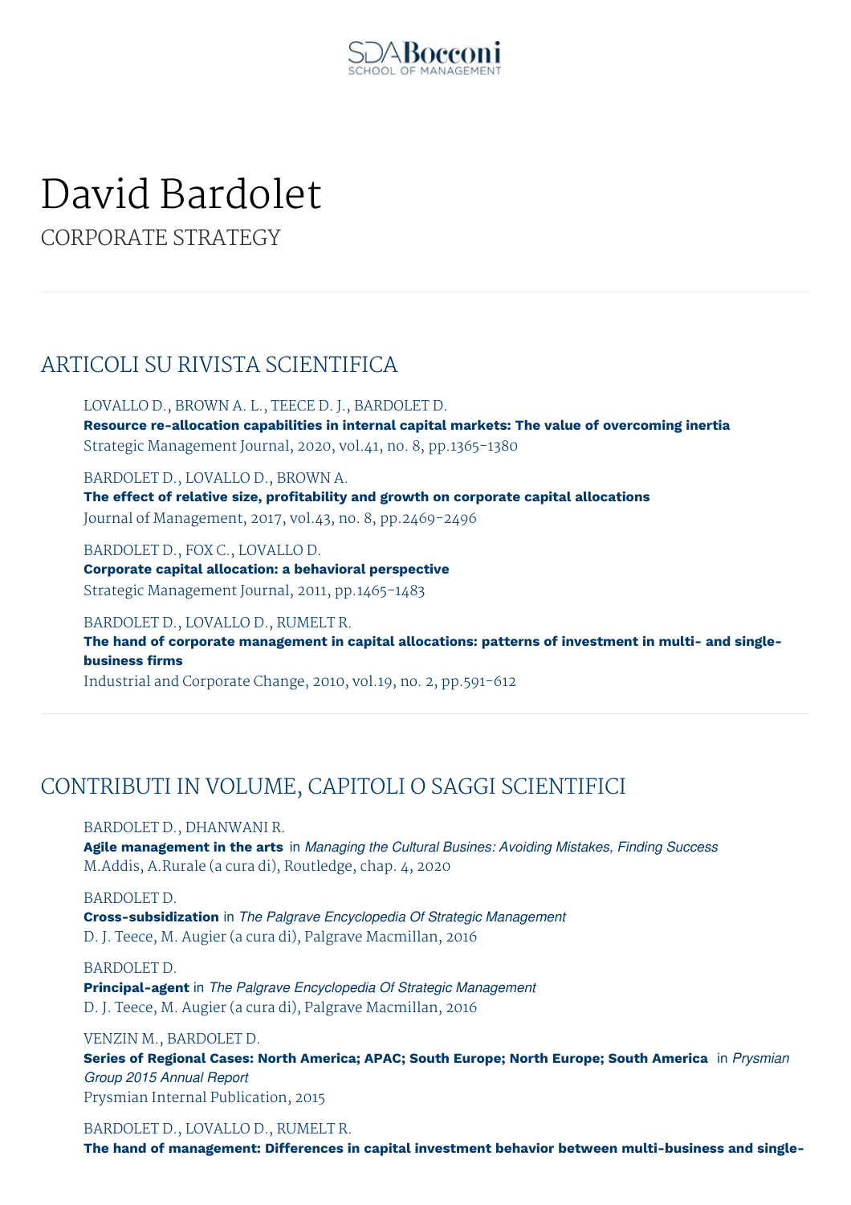# David Bardolet

CORPORATE STRATEGY

## ARTICOLI SU RIVISTA SCIENTIFICA

LOVALLO D., BROWN A. L., TEECE D. J., BARDOLET D.
**Resource re-allocation capabilities in internal capital markets: The value of overcoming inertia**
Strategic Management Journal, 2020, vol.41, no. 8, pp.1365-1380

BARDOLET D., LOVALLO D., BROWN A.
**The effect of relative size, profitability and growth on corporate capital allocations**
Journal of Management, 2017, vol.43, no. 8, pp.2469-2496

BARDOLET D., FOX C., LOVALLO D.
**Corporate capital allocation: a behavioral perspective**
Strategic Management Journal, 2011, pp.1465-1483

BARDOLET D., LOVALLO D., RUMELT R.
**The hand of corporate management in capital allocations: patterns of investment in multi- and single-business firms**
Industrial and Corporate Change, 2010, vol.19, no. 2, pp.591-612

## CONTRIBUTI IN VOLUME, CAPITOLI O SAGGI SCIENTIFICI

BARDOLET D., DHANWANI R.
**Agile management in the arts** in *Managing the Cultural Busines: Avoiding Mistakes, Finding Success*
M.Addis, A.Rurale (a cura di), Routledge, chap. 4, 2020

BARDOLET D.
**Cross-subsidization** in *The Palgrave Encyclopedia Of Strategic Management*
D. J. Teece, M. Augier (a cura di), Palgrave Macmillan, 2016

BARDOLET D.
**Principal-agent** in *The Palgrave Encyclopedia Of Strategic Management*
D. J. Teece, M. Augier (a cura di), Palgrave Macmillan, 2016

VENZIN M., BARDOLET D.
**Series of Regional Cases: North America; APAC; South Europe; North Europe; South America** in *Prysmian Group 2015 Annual Report*
Prysmian Internal Publication, 2015

BARDOLET D., LOVALLO D., RUMELT R.
**The hand of management: Differences in capital investment behavior between multi-business and single-**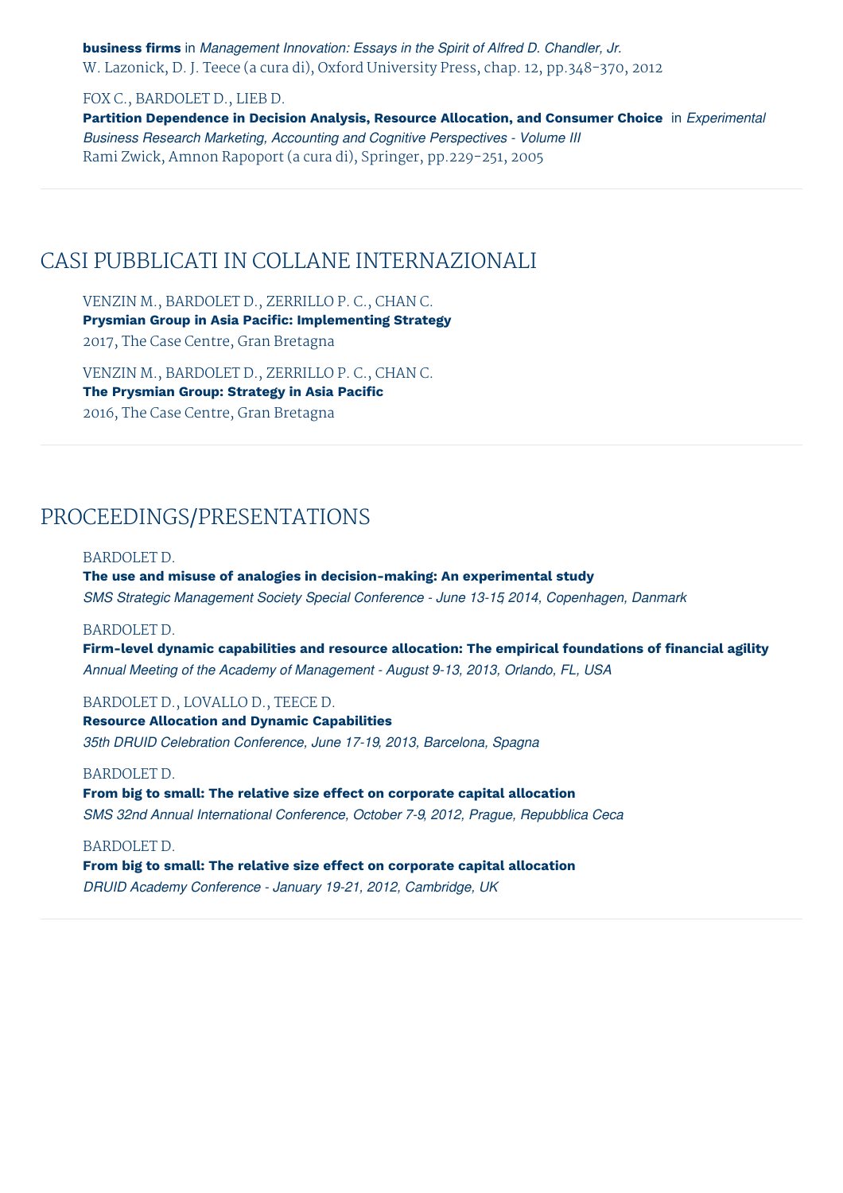**business firms** in *Management Innovation: Essays in the Spirit of Alfred D. Chandler, Jr.*
W. Lazonick, D. J. Teece (a cura di), Oxford University Press, chap. 12, pp.348-370, 2012

FOX C., BARDOLET D., LIEB D.
**Partition Dependence in Decision Analysis, Resource Allocation, and Consumer Choice** in *Experimental Business Research Marketing, Accounting and Cognitive Perspectives - Volume III*
Rami Zwick, Amnon Rapoport (a cura di), Springer, pp.229-251, 2005

## CASI PUBBLICATI IN COLLANE INTERNAZIONALI

VENZIN M., BARDOLET D., ZERRILLO P. C., CHAN C.
**Prysmian Group in Asia Pacific: Implementing Strategy**
2017, The Case Centre, Gran Bretagna

VENZIN M., BARDOLET D., ZERRILLO P. C., CHAN C.
**The Prysmian Group: Strategy in Asia Pacific**
2016, The Case Centre, Gran Bretagna

## PROCEEDINGS/PRESENTATIONS

BARDOLET D.
**The use and misuse of analogies in decision-making: An experimental study**
*SMS Strategic Management Society Special Conference - June 13-15 2014, Copenhagen, Danmark*

BARDOLET D.
**Firm-level dynamic capabilities and resource allocation: The empirical foundations of financial agility**
*Annual Meeting of the Academy of Management - August 9-13, 2013, Orlando, FL, USA*

BARDOLET D., LOVALLO D., TEECE D.
**Resource Allocation and Dynamic Capabilities**
*35th DRUID Celebration Conference, June 17-19, 2013, Barcelona, Spagna*

BARDOLET D.
**From big to small: The relative size effect on corporate capital allocation**
*SMS 32nd Annual International Conference, October 7-9, 2012, Prague, Repubblica Ceca*

BARDOLET D.
**From big to small: The relative size effect on corporate capital allocation**
*DRUID Academy Conference - January 19-21, 2012, Cambridge, UK*